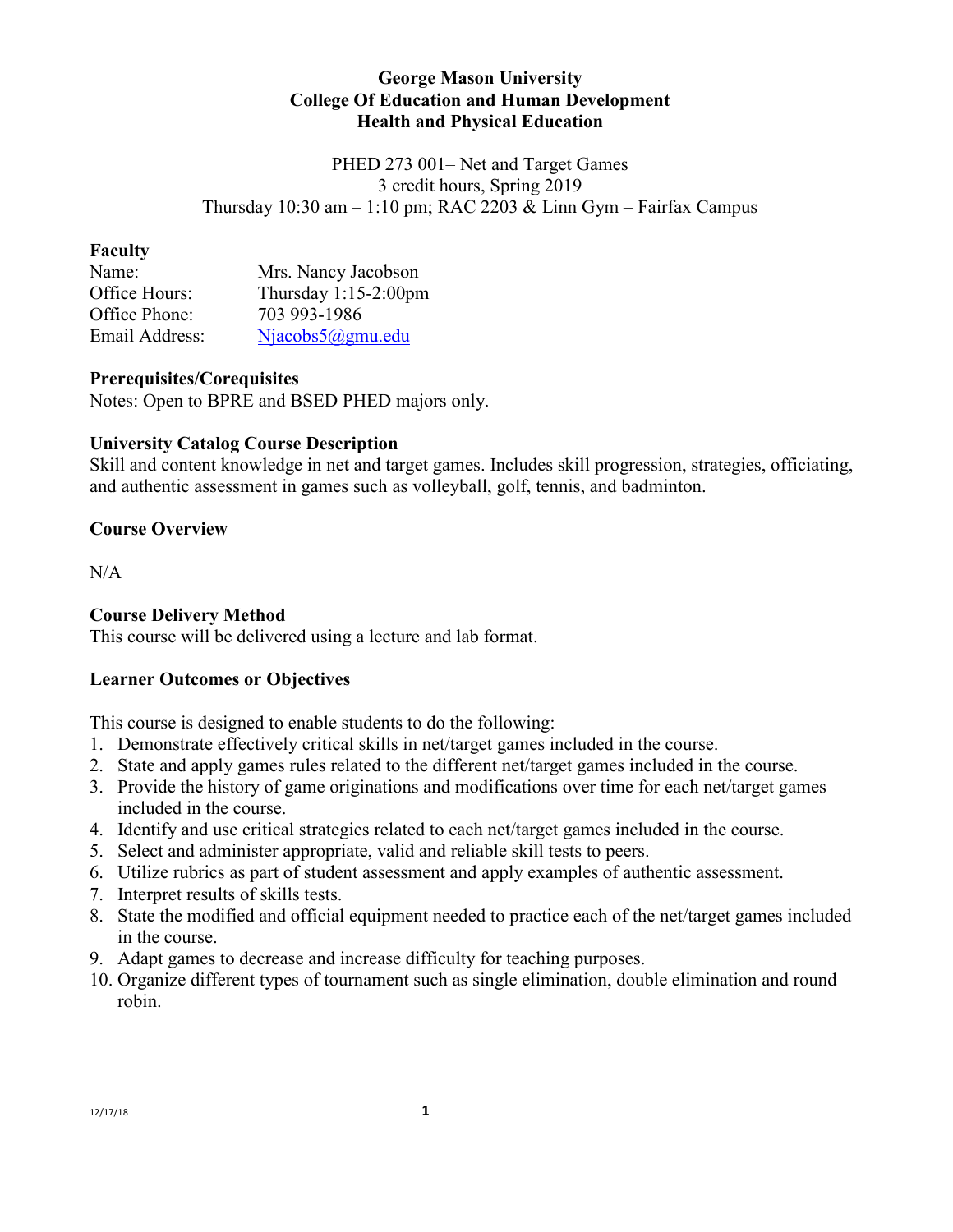# George Mason University
## College Of Education and Human Development
## Health and Physical Education

PHED 273 001– Net and Target Games
3 credit hours, Spring 2019
Thursday 10:30 am – 1:10 pm; RAC 2203 & Linn Gym – Fairfax Campus

### Faculty

| | |
|---|---|
| Name: | Mrs. Nancy Jacobson |
| Office Hours: | Thursday 1:15-2:00pm |
| Office Phone: | 703 993-1986 |
| Email Address: | Njacobs5@gmu.edu |

### Prerequisites/Corequisites

Notes: Open to BPRE and BSED PHED majors only.

### University Catalog Course Description

Skill and content knowledge in net and target games. Includes skill progression, strategies, officiating, and authentic assessment in games such as volleyball, golf, tennis, and badminton.

### Course Overview

N/A

### Course Delivery Method

This course will be delivered using a lecture and lab format.

### Learner Outcomes or Objectives

This course is designed to enable students to do the following:

1. Demonstrate effectively critical skills in net/target games included in the course.
2. State and apply games rules related to the different net/target games included in the course.
3. Provide the history of game originations and modifications over time for each net/target games included in the course.
4. Identify and use critical strategies related to each net/target games included in the course.
5. Select and administer appropriate, valid and reliable skill tests to peers.
6. Utilize rubrics as part of student assessment and apply examples of authentic assessment.
7. Interpret results of skills tests.
8. State the modified and official equipment needed to practice each of the net/target games included in the course.
9. Adapt games to decrease and increase difficulty for teaching purposes.
10. Organize different types of tournament such as single elimination, double elimination and round robin.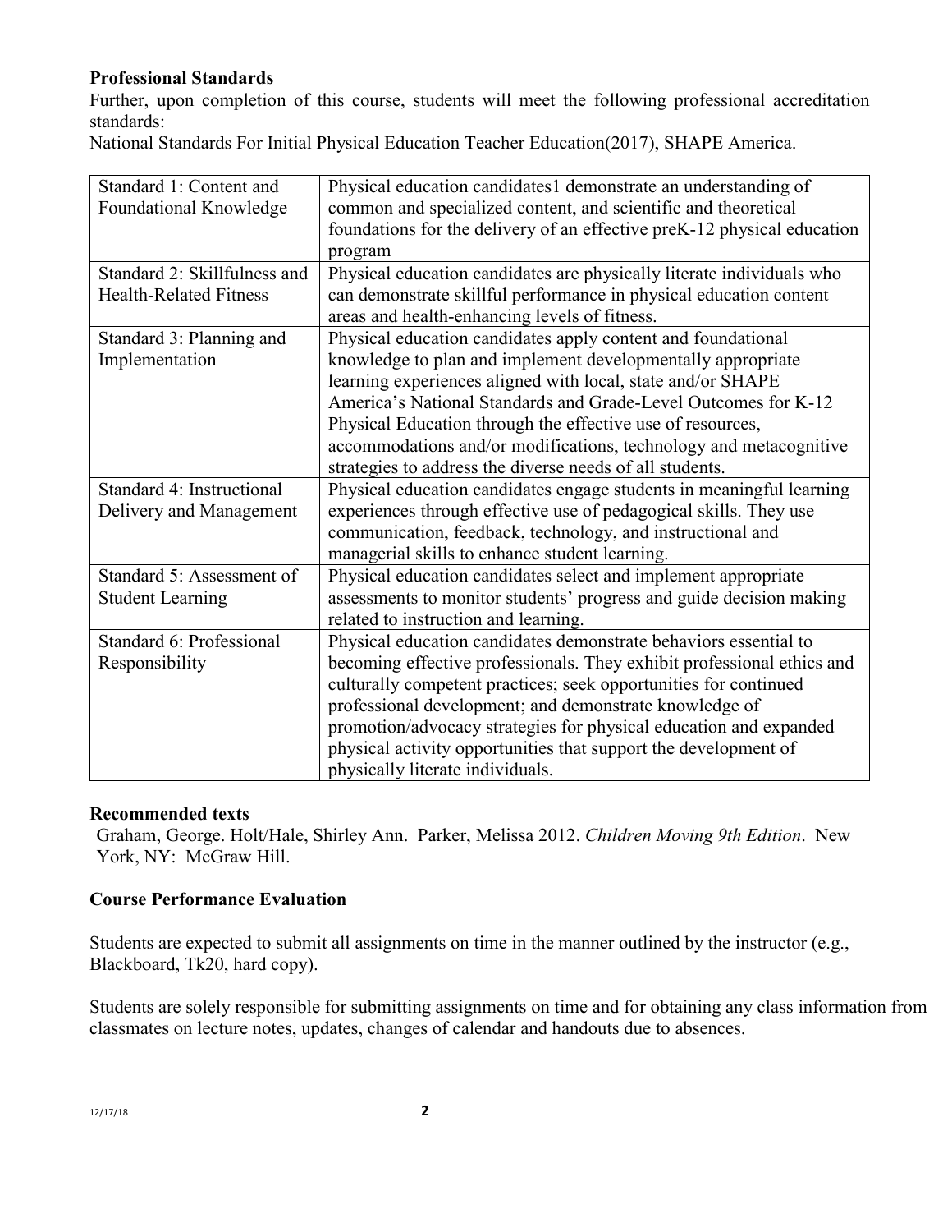**Professional Standards**

Further, upon completion of this course, students will meet the following professional accreditation standards:

National Standards For Initial Physical Education Teacher Education(2017), SHAPE America.

| | |
|---|---|
| Standard 1: Content and Foundational Knowledge | Physical education candidates1 demonstrate an understanding of common and specialized content, and scientific and theoretical foundations for the delivery of an effective preK-12 physical education program |
| Standard 2: Skillfulness and Health-Related Fitness | Physical education candidates are physically literate individuals who can demonstrate skillful performance in physical education content areas and health-enhancing levels of fitness. |
| Standard 3: Planning and Implementation | Physical education candidates apply content and foundational knowledge to plan and implement developmentally appropriate learning experiences aligned with local, state and/or SHAPE America's National Standards and Grade-Level Outcomes for K-12 Physical Education through the effective use of resources, accommodations and/or modifications, technology and metacognitive strategies to address the diverse needs of all students. |
| Standard 4: Instructional Delivery and Management | Physical education candidates engage students in meaningful learning experiences through effective use of pedagogical skills. They use communication, feedback, technology, and instructional and managerial skills to enhance student learning. |
| Standard 5: Assessment of Student Learning | Physical education candidates select and implement appropriate assessments to monitor students' progress and guide decision making related to instruction and learning. |
| Standard 6: Professional Responsibility | Physical education candidates demonstrate behaviors essential to becoming effective professionals. They exhibit professional ethics and culturally competent practices; seek opportunities for continued professional development; and demonstrate knowledge of promotion/advocacy strategies for physical education and expanded physical activity opportunities that support the development of physically literate individuals. |

**Recommended texts**

Graham, George. Holt/Hale, Shirley Ann. Parker, Melissa 2012. *Children Moving 9th Edition*. New York, NY: McGraw Hill.

**Course Performance Evaluation**

Students are expected to submit all assignments on time in the manner outlined by the instructor (e.g., Blackboard, Tk20, hard copy).

Students are solely responsible for submitting assignments on time and for obtaining any class information from classmates on lecture notes, updates, changes of calendar and handouts due to absences.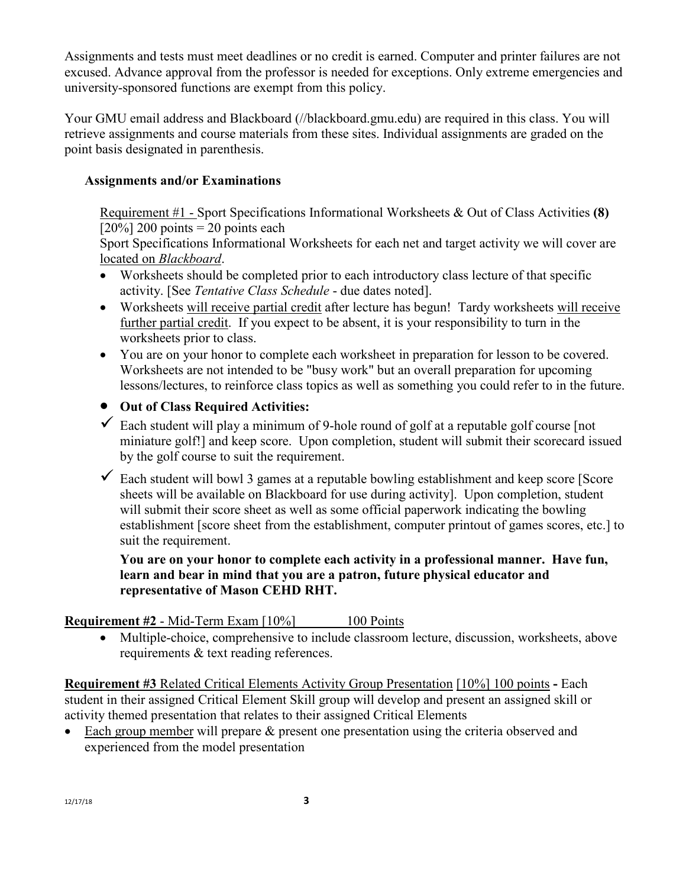Assignments and tests must meet deadlines or no credit is earned. Computer and printer failures are not excused. Advance approval from the professor is needed for exceptions. Only extreme emergencies and university-sponsored functions are exempt from this policy.

Your GMU email address and Blackboard (//blackboard.gmu.edu) are required in this class. You will retrieve assignments and course materials from these sites. Individual assignments are graded on the point basis designated in parenthesis.

### Assignments and/or Examinations

Requirement #1 - Sport Specifications Informational Worksheets & Out of Class Activities **(8)** [20%] 200 points = 20 points each

Sport Specifications Informational Worksheets for each net and target activity we will cover are located on *Blackboard*.

- Worksheets should be completed prior to each introductory class lecture of that specific activity. [See *Tentative Class Schedule* - due dates noted].
- Worksheets will receive partial credit after lecture has begun! Tardy worksheets will receive further partial credit. If you expect to be absent, it is your responsibility to turn in the worksheets prior to class.
- You are on your honor to complete each worksheet in preparation for lesson to be covered. Worksheets are not intended to be "busy work" but an overall preparation for upcoming lessons/lectures, to reinforce class topics as well as something you could refer to in the future.
- **Out of Class Required Activities:**

✓ Each student will play a minimum of 9-hole round of golf at a reputable golf course [not miniature golf!] and keep score. Upon completion, student will submit their scorecard issued by the golf course to suit the requirement.

✓ Each student will bowl 3 games at a reputable bowling establishment and keep score [Score sheets will be available on Blackboard for use during activity]. Upon completion, student will submit their score sheet as well as some official paperwork indicating the bowling establishment [score sheet from the establishment, computer printout of games scores, etc.] to suit the requirement.

**You are on your honor to complete each activity in a professional manner. Have fun, learn and bear in mind that you are a patron, future physical educator and representative of Mason CEHD RHT.**

**Requirement #2** - Mid-Term Exam [10%] 100 Points

- Multiple-choice, comprehensive to include classroom lecture, discussion, worksheets, above requirements & text reading references.

**Requirement #3** Related Critical Elements Activity Group Presentation [10%] 100 points **-** Each student in their assigned Critical Element Skill group will develop and present an assigned skill or activity themed presentation that relates to their assigned Critical Elements

- Each group member will prepare & present one presentation using the criteria observed and experienced from the model presentation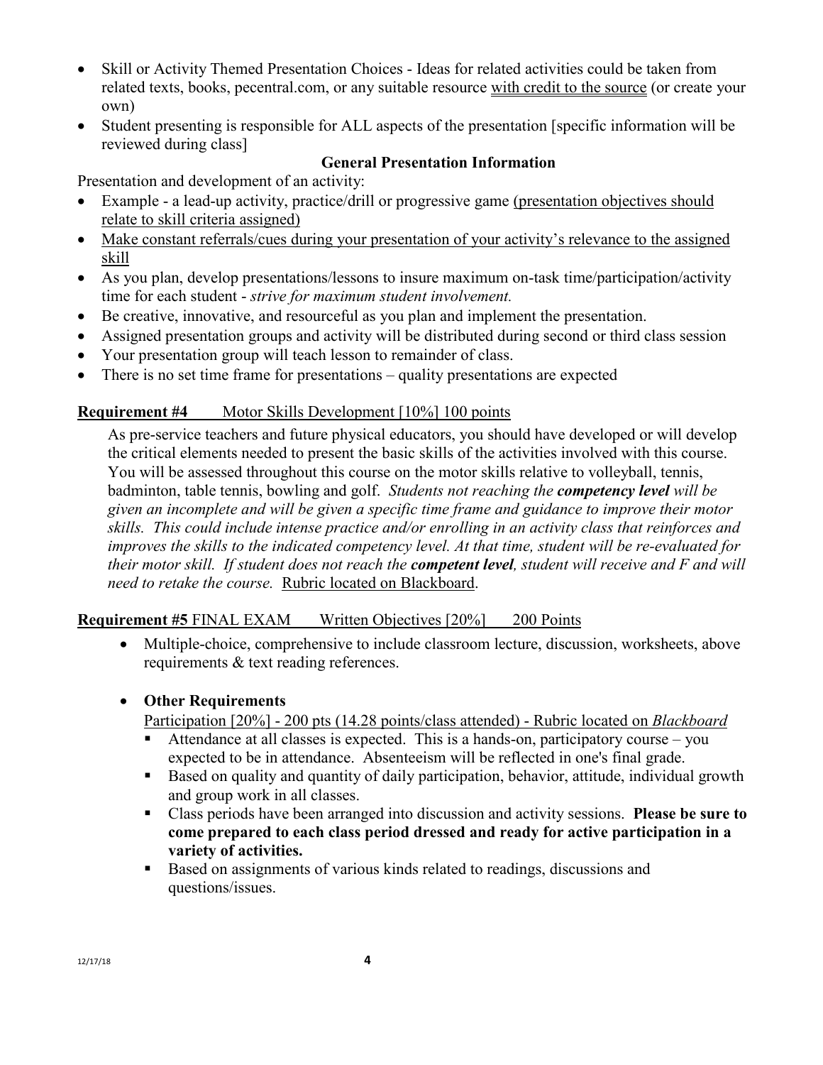- Skill or Activity Themed Presentation Choices - Ideas for related activities could be taken from related texts, books, pecentral.com, or any suitable resource <u>with credit to the source</u> (or create your own)
- Student presenting is responsible for ALL aspects of the presentation [specific information will be reviewed during class]

**General Presentation Information**

Presentation and development of an activity:

- Example - a lead-up activity, practice/drill or progressive game <u>(presentation objectives should relate to skill criteria assigned)</u>
- <u>Make constant referrals/cues during your presentation of your activity's relevance to the assigned skill</u>
- As you plan, develop presentations/lessons to insure maximum on-task time/participation/activity time for each student - *strive for maximum student involvement.*
- Be creative, innovative, and resourceful as you plan and implement the presentation.
- Assigned presentation groups and activity will be distributed during second or third class session
- Your presentation group will teach lesson to remainder of class.
- There is no set time frame for presentations – quality presentations are expected

**<u>Requirement #4</u>** <u>Motor Skills Development [10%] 100 points</u>

As pre-service teachers and future physical educators, you should have developed or will develop the critical elements needed to present the basic skills of the activities involved with this course. You will be assessed throughout this course on the motor skills relative to volleyball, tennis, badminton, table tennis, bowling and golf. *Students not reaching the **competency level** will be given an incomplete and will be given a specific time frame and guidance to improve their motor skills. This could include intense practice and/or enrolling in an activity class that reinforces and improves the skills to the indicated competency level. At that time, student will be re-evaluated for their motor skill. If student does not reach the **competent level**, student will receive and F and will need to retake the course.* <u>Rubric located on Blackboard</u>.

**<u>Requirement #5</u>** <u>FINAL EXAM Written Objectives [20%] 200 Points</u>

- Multiple-choice, comprehensive to include classroom lecture, discussion, worksheets, above requirements & text reading references.

- **Other Requirements**

  <u>Participation [20%] - 200 pts (14.28 points/class attended) - Rubric located on *Blackboard*</u>

  - Attendance at all classes is expected. This is a hands-on, participatory course – you expected to be in attendance. Absenteeism will be reflected in one's final grade.
  - Based on quality and quantity of daily participation, behavior, attitude, individual growth and group work in all classes.
  - Class periods have been arranged into discussion and activity sessions. **Please be sure to come prepared to each class period dressed and ready for active participation in a variety of activities.**
  - Based on assignments of various kinds related to readings, discussions and questions/issues.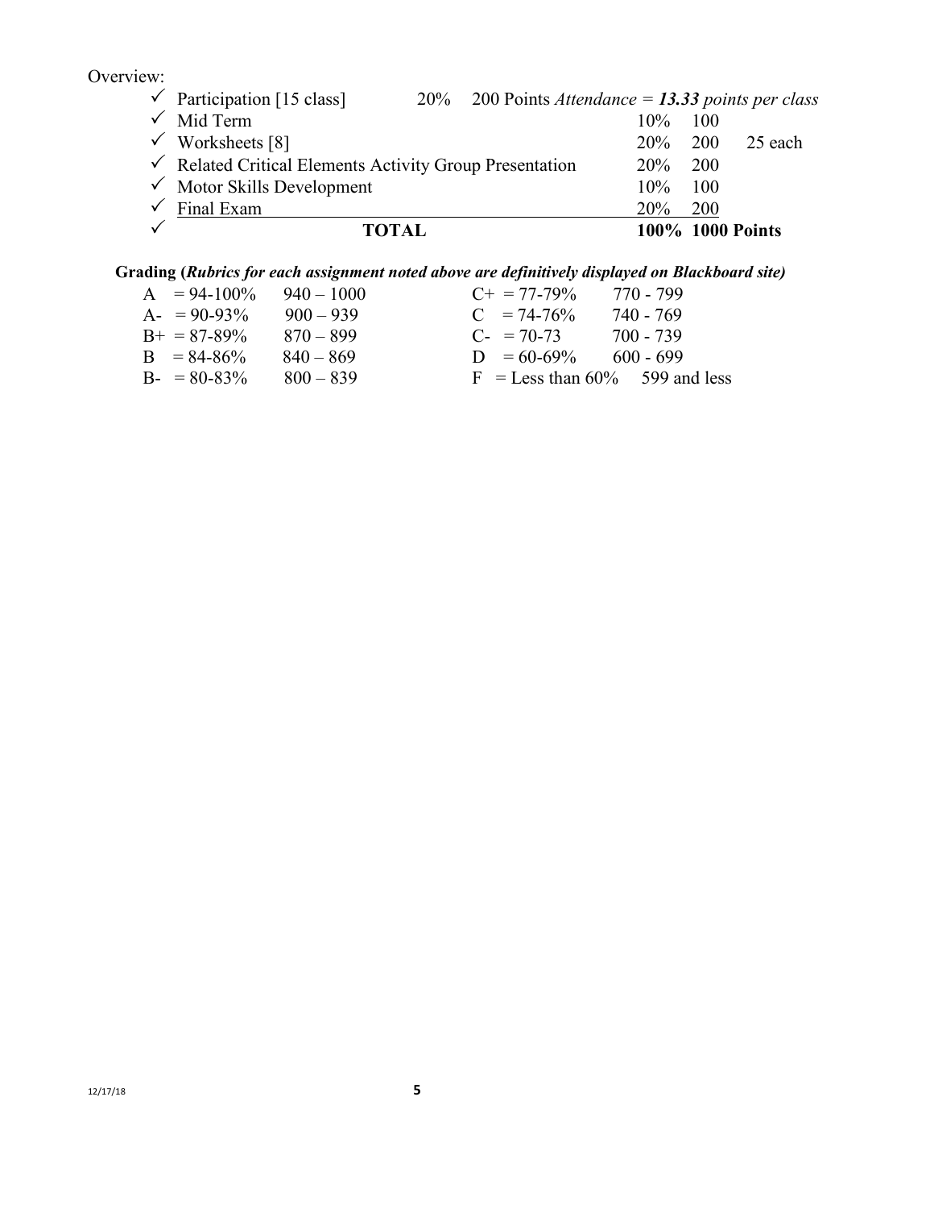Overview:

| | Item | | % | Points | |
|---|---|---|---|---|---|
| ✓ | Participation [15 class] | 20% | | 200 Points *Attendance* = ***13.33*** *points per class* | |
| ✓ | Mid Term | | 10% | 100 | |
| ✓ | Worksheets [8] | | 20% | 200 | 25 each |
| ✓ | Related Critical Elements Activity Group Presentation | | 20% | 200 | |
| ✓ | Motor Skills Development | | 10% | 100 | |
| ✓ | Final Exam | | 20% | 200 | |
| ✓ | **TOTAL** | | **100%** | **1000 Points** | |

**Grading (*Rubrics for each assignment noted above are definitively displayed on Blackboard site)***

| Grade | Percent | Points | Grade | Percent | Points |
|---|---|---|---|---|---|
| A | = 94-100% | 940 – 1000 | C+ | = 77-79% | 770 - 799 |
| A- | = 90-93% | 900 – 939 | C | = 74-76% | 740 - 769 |
| B+ | = 87-89% | 870 – 899 | C- | = 70-73 | 700 - 739 |
| B | = 84-86% | 840 – 869 | D | = 60-69% | 600 - 699 |
| B- | = 80-83% | 800 – 839 | F | = Less than 60% | 599 and less |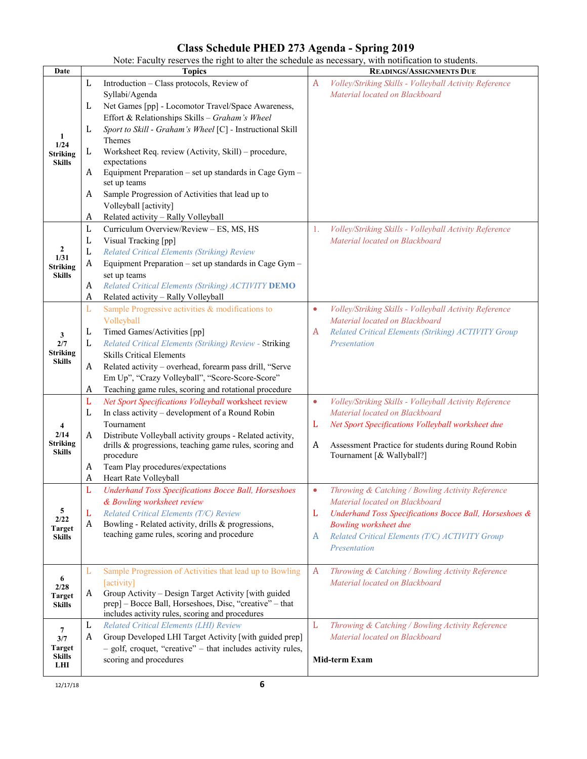# Class Schedule PHED 273 Agenda - Spring 2019

Note: Faculty reserves the right to alter the schedule as necessary, with notification to students.

| Date | Topics | Readings/Assignments Due |
|---|---|---|
| **1**<br>**1/24**<br>**Striking Skills** | L Introduction – Class protocols, Review of Syllabi/Agenda<br>L Net Games [pp] - Locomotor Travel/Space Awareness, Effort & Relationships Skills – *Graham's Wheel*<br>L *Sport to Skill - Graham's Wheel* [C] - Instructional Skill Themes<br>L Worksheet Req. review (Activity, Skill) – procedure, expectations<br>A Equipment Preparation – set up standards in Cage Gym – set up teams<br>A Sample Progression of Activities that lead up to Volleyball [activity]<br>A Related activity – Rally Volleyball | A *Volley/Striking Skills - Volleyball Activity Reference Material located on Blackboard* |
| **2**<br>**1/31**<br>**Striking Skills** | L Curriculum Overview/Review – ES, MS, HS<br>L Visual Tracking [pp]<br>L *Related Critical Elements (Striking) Review*<br>A Equipment Preparation – set up standards in Cage Gym – set up teams<br>A *Related Critical Elements (Striking) ACTIVITY* **DEMO**<br>A Related activity – Rally Volleyball | 1. *Volley/Striking Skills - Volleyball Activity Reference Material located on Blackboard* |
| **3**<br>**2/7**<br>**Striking Skills** | L Sample Progressive activities & modifications to Volleyball<br>L Timed Games/Activities [pp]<br>L *Related Critical Elements (Striking) Review* - Striking Skills Critical Elements<br>A Related activity – overhead, forearm pass drill, "Serve Em Up", "Crazy Volleyball", "Score-Score-Score"<br>A Teaching game rules, scoring and rotational procedure | • *Volley/Striking Skills - Volleyball Activity Reference Material located on Blackboard*<br>A *Related Critical Elements (Striking) ACTIVITY Group Presentation* |
| **4**<br>**2/14**<br>**Striking Skills** | L *Net Sport Specifications Volleyball* worksheet review<br>L In class activity – development of a Round Robin Tournament<br>A Distribute Volleyball activity groups - Related activity, drills & progressions, teaching game rules, scoring and procedure<br>A Team Play procedures/expectations<br>A Heart Rate Volleyball | • *Volley/Striking Skills - Volleyball Activity Reference Material located on Blackboard*<br>L *Net Sport Specifications Volleyball worksheet due*<br>A Assessment Practice for students during Round Robin Tournament [& Wallyball?] |
| **5**<br>**2/22**<br>**Target Skills** | L *Underhand Toss Specifications Bocce Ball, Horseshoes & Bowling worksheet review*<br>L *Related Critical Elements (T/C) Review*<br>A Bowling - Related activity, drills & progressions, teaching game rules, scoring and procedure | • *Throwing & Catching / Bowling Activity Reference Material located on Blackboard*<br>L *Underhand Toss Specifications Bocce Ball, Horseshoes & Bowling worksheet due*<br>A *Related Critical Elements (T/C) ACTIVITY Group Presentation* |
| **6**<br>**2/28**<br>**Target Skills** | L Sample Progression of Activities that lead up to Bowling [activity]<br>A Group Activity – Design Target Activity [with guided prep] – Bocce Ball, Horseshoes, Disc, "creative" – that includes activity rules, scoring and procedures | A *Throwing & Catching / Bowling Activity Reference Material located on Blackboard* |
| **7**<br>**3/7**<br>**Target Skills LHI** | L *Related Critical Elements (LHI) Review*<br>A Group Developed LHI Target Activity [with guided prep] – golf, croquet, "creative" – that includes activity rules, scoring and procedures | L *Throwing & Catching / Bowling Activity Reference Material located on Blackboard*<br>**Mid-term Exam** |

12/17/18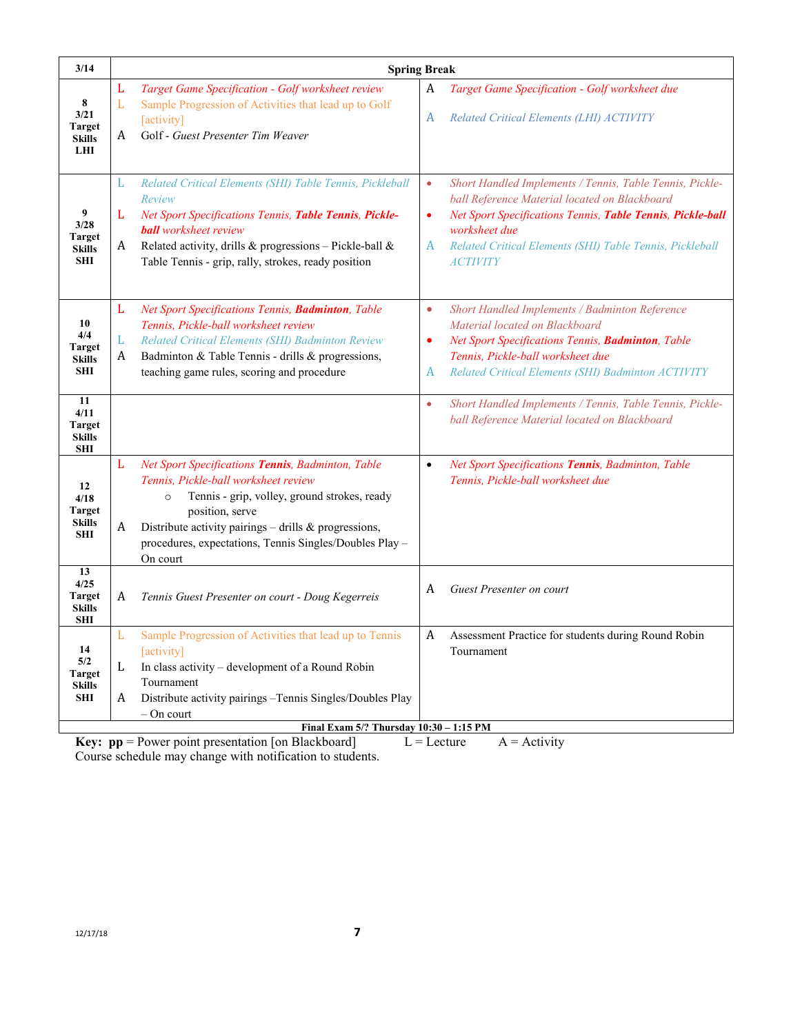| Week | In Class | Out of Class |
|---|---|---|
| 3/14 | Spring Break | |
| 8<br>3/21<br>Target Skills LHI | L *Target Game Specification - Golf worksheet review*<br>L Sample Progression of Activities that lead up to Golf [activity]<br>A Golf - *Guest Presenter Tim Weaver* | A *Target Game Specification - Golf worksheet due*<br><br>A *Related Critical Elements (LHI) ACTIVITY* |
| 9<br>3/28<br>Target Skills SHI | L *Related Critical Elements (SHI) Table Tennis, Pickleball Review*<br>L *Net Sport Specifications Tennis, **Table Tennis**, **Pickle-ball** worksheet review*<br>A Related activity, drills & progressions – Pickle-ball & Table Tennis - grip, rally, strokes, ready position | • *Short Handled Implements / Tennis, Table Tennis, Pickle-ball Reference Material located on Blackboard*<br>• *Net Sport Specifications Tennis, **Table Tennis**, **Pickle-ball** worksheet due*<br>A *Related Critical Elements (SHI) Table Tennis, Pickleball ACTIVITY* |
| 10<br>4/4<br>Target Skills SHI | L *Net Sport Specifications Tennis, **Badminton**, Table Tennis, Pickle-ball worksheet review*<br>L *Related Critical Elements (SHI) Badminton Review*<br>A Badminton & Table Tennis - drills & progressions, teaching game rules, scoring and procedure | • *Short Handled Implements / Badminton Reference Material located on Blackboard*<br>• *Net Sport Specifications Tennis, **Badminton**, Table Tennis, Pickle-ball worksheet due*<br>A *Related Critical Elements (SHI) Badminton ACTIVITY* |
| 11<br>4/11<br>Target Skills SHI | | • *Short Handled Implements / Tennis, Table Tennis, Pickle-ball Reference Material located on Blackboard* |
| 12<br>4/18<br>Target Skills SHI | L *Net Sport Specifications **Tennis**, Badminton, Table Tennis, Pickle-ball worksheet review*<br>&nbsp;&nbsp;&nbsp;&nbsp;○ Tennis - grip, volley, ground strokes, ready position, serve<br>A Distribute activity pairings – drills & progressions, procedures, expectations, Tennis Singles/Doubles Play – On court | • *Net Sport Specifications **Tennis**, Badminton, Table Tennis, Pickle-ball worksheet due* |
| 13<br>4/25<br>Target Skills SHI | A *Tennis Guest Presenter on court - Doug Kegerreis* | A *Guest Presenter on court* |
| 14<br>5/2<br>Target Skills SHI | L Sample Progression of Activities that lead up to Tennis [activity]<br>L In class activity – development of a Round Robin Tournament<br>A Distribute activity pairings –Tennis Singles/Doubles Play – On court | A Assessment Practice for students during Round Robin Tournament |
| **Final Exam 5/? Thursday 10:30 – 1:15 PM** | | |

**Key: pp** = Power point presentation [on Blackboard] L = Lecture A = Activity
Course schedule may change with notification to students.

12/17/18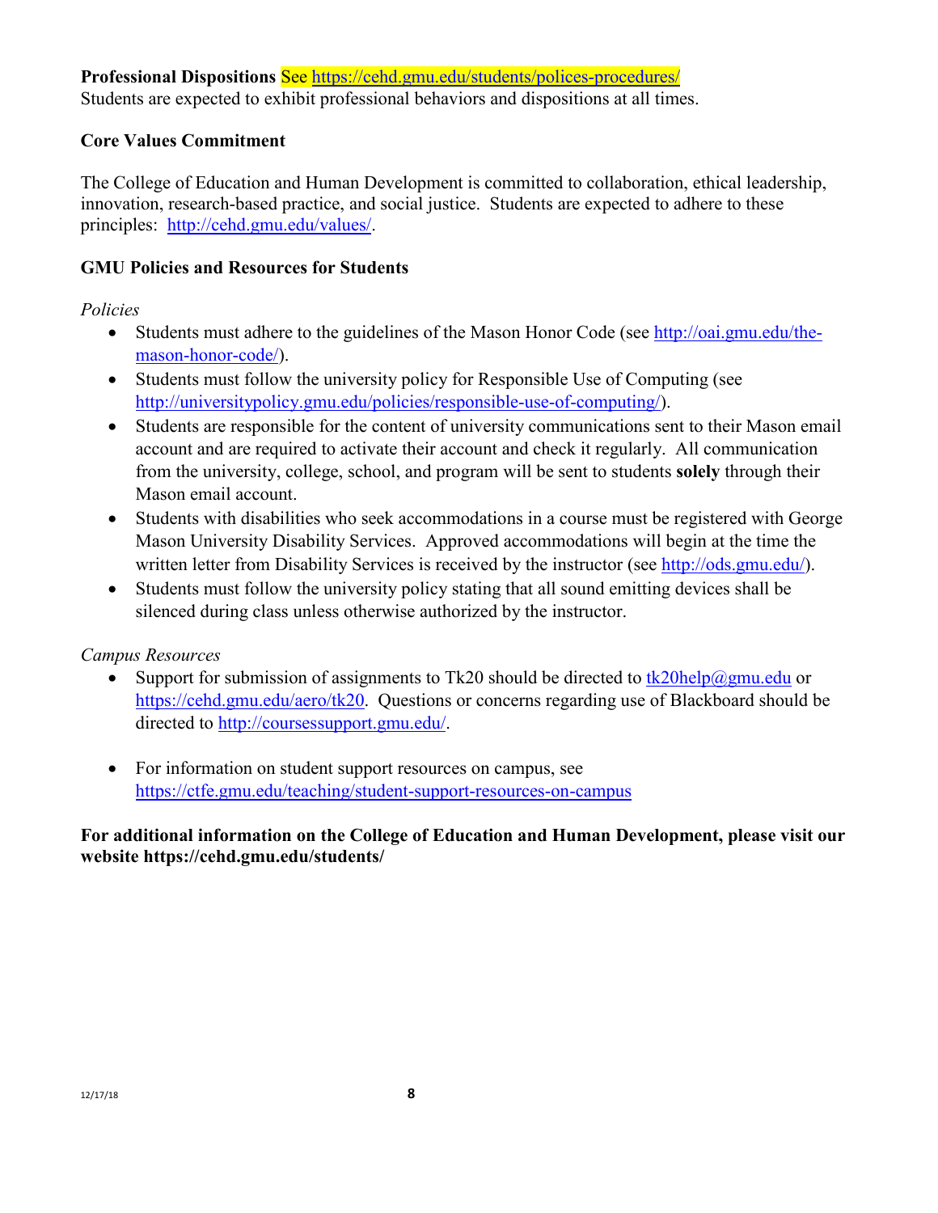**Professional Dispositions** See https://cehd.gmu.edu/students/polices-procedures/
Students are expected to exhibit professional behaviors and dispositions at all times.

**Core Values Commitment**

The College of Education and Human Development is committed to collaboration, ethical leadership, innovation, research-based practice, and social justice. Students are expected to adhere to these principles: http://cehd.gmu.edu/values/.

**GMU Policies and Resources for Students**

*Policies*

- Students must adhere to the guidelines of the Mason Honor Code (see http://oai.gmu.edu/the-mason-honor-code/).
- Students must follow the university policy for Responsible Use of Computing (see http://universitypolicy.gmu.edu/policies/responsible-use-of-computing/).
- Students are responsible for the content of university communications sent to their Mason email account and are required to activate their account and check it regularly. All communication from the university, college, school, and program will be sent to students **solely** through their Mason email account.
- Students with disabilities who seek accommodations in a course must be registered with George Mason University Disability Services. Approved accommodations will begin at the time the written letter from Disability Services is received by the instructor (see http://ods.gmu.edu/).
- Students must follow the university policy stating that all sound emitting devices shall be silenced during class unless otherwise authorized by the instructor.

*Campus Resources*

- Support for submission of assignments to Tk20 should be directed to tk20help@gmu.edu or https://cehd.gmu.edu/aero/tk20. Questions or concerns regarding use of Blackboard should be directed to http://coursessupport.gmu.edu/.

- For information on student support resources on campus, see https://ctfe.gmu.edu/teaching/student-support-resources-on-campus

**For additional information on the College of Education and Human Development, please visit our website https://cehd.gmu.edu/students/**